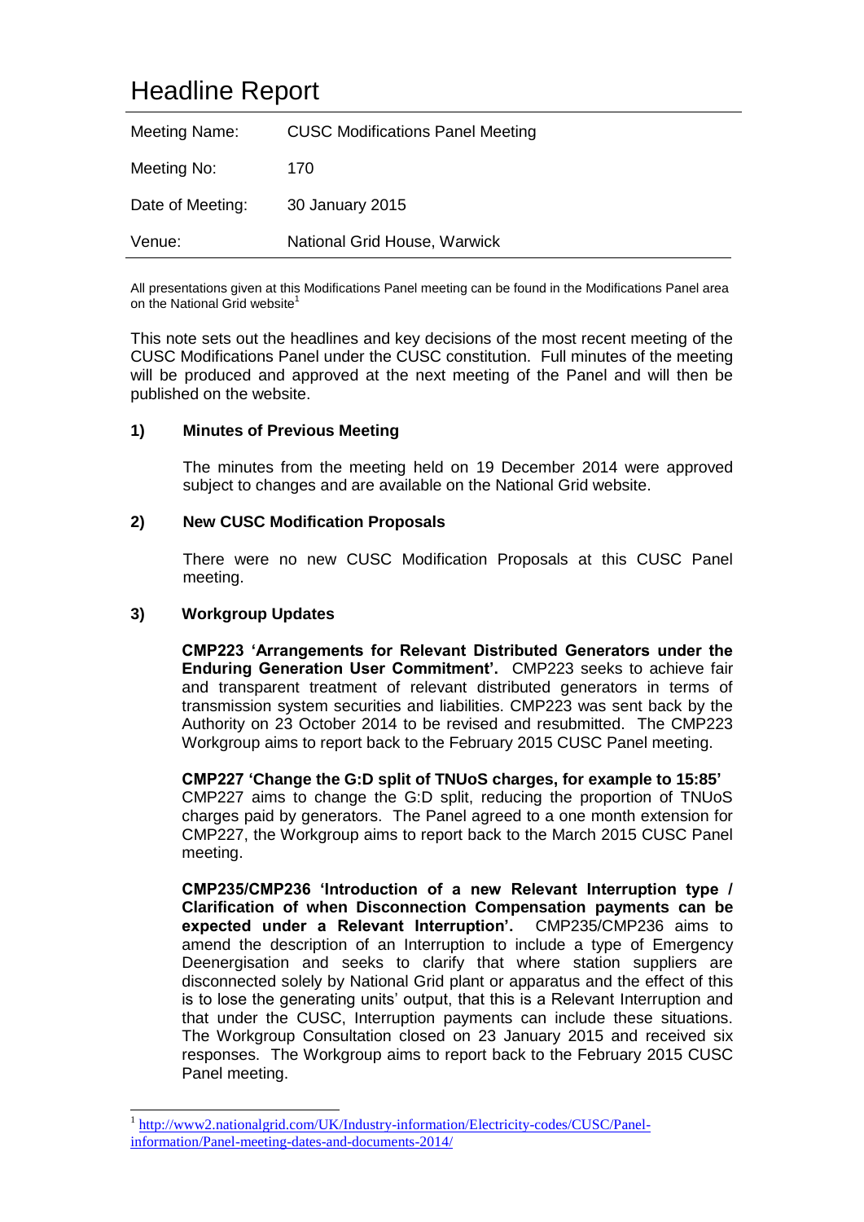# Headline Report

| Meeting Name: | CUSC Modifications Panel Meeting |
| --- | --- |
| Meeting No: | 170 |
| Date of Meeting: | 30 January 2015 |
| Venue: | National Grid House, Warwick |

All presentations given at this Modifications Panel meeting can be found in the Modifications Panel area on the National Grid website[1]

This note sets out the headlines and key decisions of the most recent meeting of the CUSC Modifications Panel under the CUSC constitution. Full minutes of the meeting will be produced and approved at the next meeting of the Panel and will then be published on the website.

## 1) Minutes of Previous Meeting

The minutes from the meeting held on 19 December 2014 were approved subject to changes and are available on the National Grid website.

## 2) New CUSC Modification Proposals

There were no new CUSC Modification Proposals at this CUSC Panel meeting.

## 3) Workgroup Updates

**CMP223 'Arrangements for Relevant Distributed Generators under the Enduring Generation User Commitment'.** CMP223 seeks to achieve fair and transparent treatment of relevant distributed generators in terms of transmission system securities and liabilities. CMP223 was sent back by the Authority on 23 October 2014 to be revised and resubmitted. The CMP223 Workgroup aims to report back to the February 2015 CUSC Panel meeting.

**CMP227 'Change the G:D split of TNUoS charges, for example to 15:85'**
CMP227 aims to change the G:D split, reducing the proportion of TNUoS charges paid by generators. The Panel agreed to a one month extension for CMP227, the Workgroup aims to report back to the March 2015 CUSC Panel meeting.

**CMP235/CMP236 'Introduction of a new Relevant Interruption type / Clarification of when Disconnection Compensation payments can be expected under a Relevant Interruption'.** CMP235/CMP236 aims to amend the description of an Interruption to include a type of Emergency Deenergisation and seeks to clarify that where station suppliers are disconnected solely by National Grid plant or apparatus and the effect of this is to lose the generating units' output, that this is a Relevant Interruption and that under the CUSC, Interruption payments can include these situations. The Workgroup Consultation closed on 23 January 2015 and received six responses. The Workgroup aims to report back to the February 2015 CUSC Panel meeting.

[1] http://www2.nationalgrid.com/UK/Industry-information/Electricity-codes/CUSC/Panel-information/Panel-meeting-dates-and-documents-2014/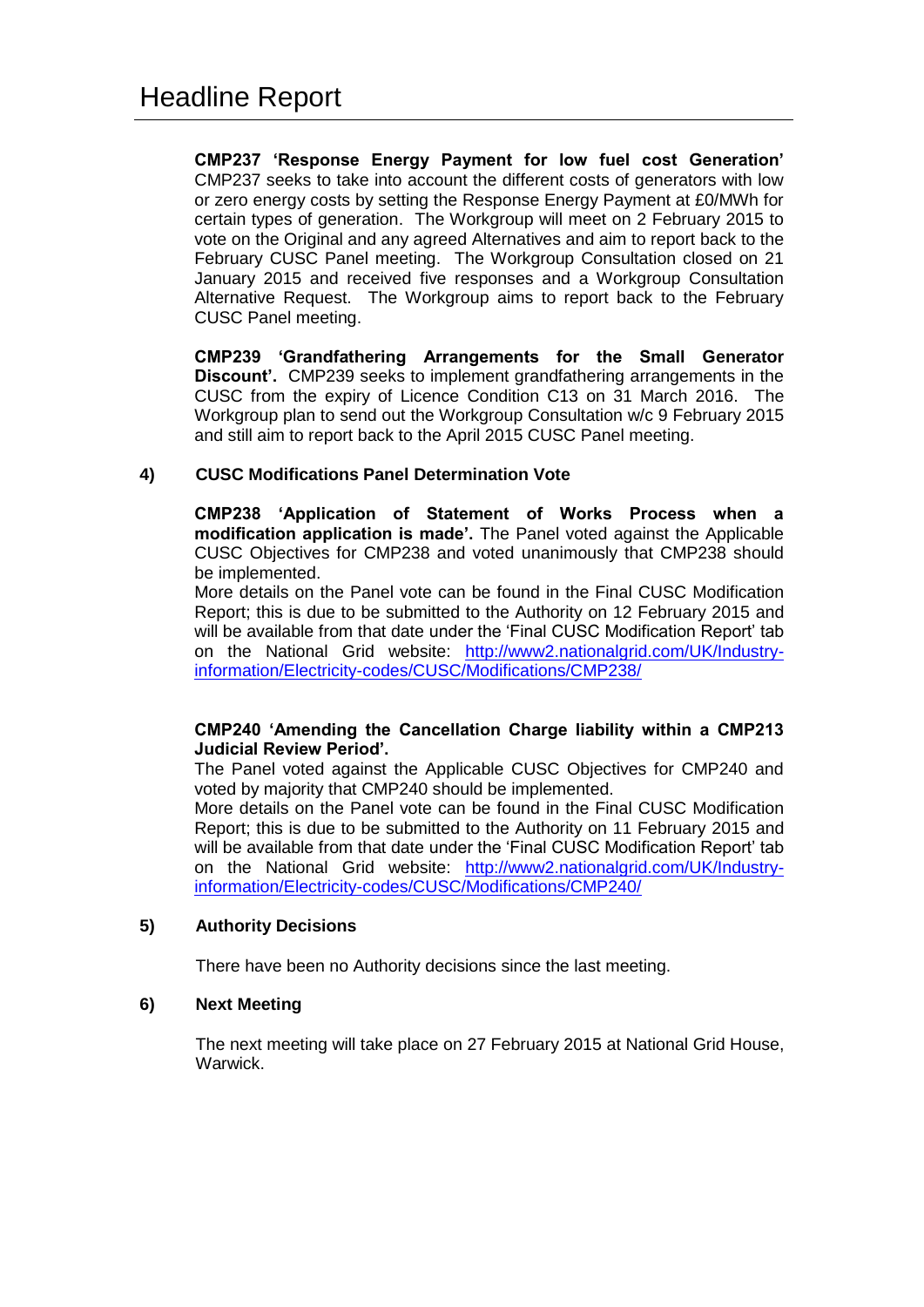# Headline Report

**CMP237 'Response Energy Payment for low fuel cost Generation'** CMP237 seeks to take into account the different costs of generators with low or zero energy costs by setting the Response Energy Payment at £0/MWh for certain types of generation. The Workgroup will meet on 2 February 2015 to vote on the Original and any agreed Alternatives and aim to report back to the February CUSC Panel meeting. The Workgroup Consultation closed on 21 January 2015 and received five responses and a Workgroup Consultation Alternative Request. The Workgroup aims to report back to the February CUSC Panel meeting.

**CMP239 'Grandfathering Arrangements for the Small Generator Discount'.** CMP239 seeks to implement grandfathering arrangements in the CUSC from the expiry of Licence Condition C13 on 31 March 2016. The Workgroup plan to send out the Workgroup Consultation w/c 9 February 2015 and still aim to report back to the April 2015 CUSC Panel meeting.

## 4) CUSC Modifications Panel Determination Vote

**CMP238 'Application of Statement of Works Process when a modification application is made'.** The Panel voted against the Applicable CUSC Objectives for CMP238 and voted unanimously that CMP238 should be implemented.
More details on the Panel vote can be found in the Final CUSC Modification Report; this is due to be submitted to the Authority on 12 February 2015 and will be available from that date under the 'Final CUSC Modification Report' tab on the National Grid website: [http://www2.nationalgrid.com/UK/Industry-information/Electricity-codes/CUSC/Modifications/CMP238/](http://www2.nationalgrid.com/UK/Industry-information/Electricity-codes/CUSC/Modifications/CMP238/)

**CMP240 'Amending the Cancellation Charge liability within a CMP213 Judicial Review Period'.**
The Panel voted against the Applicable CUSC Objectives for CMP240 and voted by majority that CMP240 should be implemented.
More details on the Panel vote can be found in the Final CUSC Modification Report; this is due to be submitted to the Authority on 11 February 2015 and will be available from that date under the 'Final CUSC Modification Report' tab on the National Grid website: [http://www2.nationalgrid.com/UK/Industry-information/Electricity-codes/CUSC/Modifications/CMP240/](http://www2.nationalgrid.com/UK/Industry-information/Electricity-codes/CUSC/Modifications/CMP240/)

## 5) Authority Decisions

There have been no Authority decisions since the last meeting.

## 6) Next Meeting

The next meeting will take place on 27 February 2015 at National Grid House, Warwick.